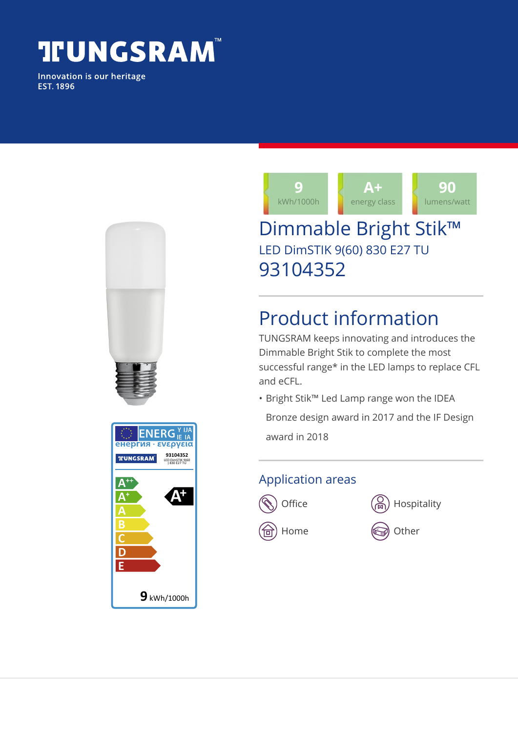# TUNGSRAM™

Innovation is our heritage
EST. 1896

| 9 | A+ | 90 |
|---|---|---|
| kWh/1000h | energy class | lumens/watt |

# Dimmable Bright Stik™

LED DimSTIK 9(60) 830 E27 TU

93104352

## Product information

TUNGSRAM keeps innovating and introduces the Dimmable Bright Stik to complete the most successful range* in the LED lamps to replace CFL and eCFL.

- Bright Stik™ Led Lamp range won the IDEA Bronze design award in 2017 and the IF Design award in 2018

### Application areas

- Office
- Hospitality
- Home
- Other

ENERGY IJA IE IA
енергия · ενέργεια

TUNGSRAM 93104352 LED DimSTIK 9(60) | 830 E27 TU

A++ A+ A B C D E

A+

9 kWh/1000h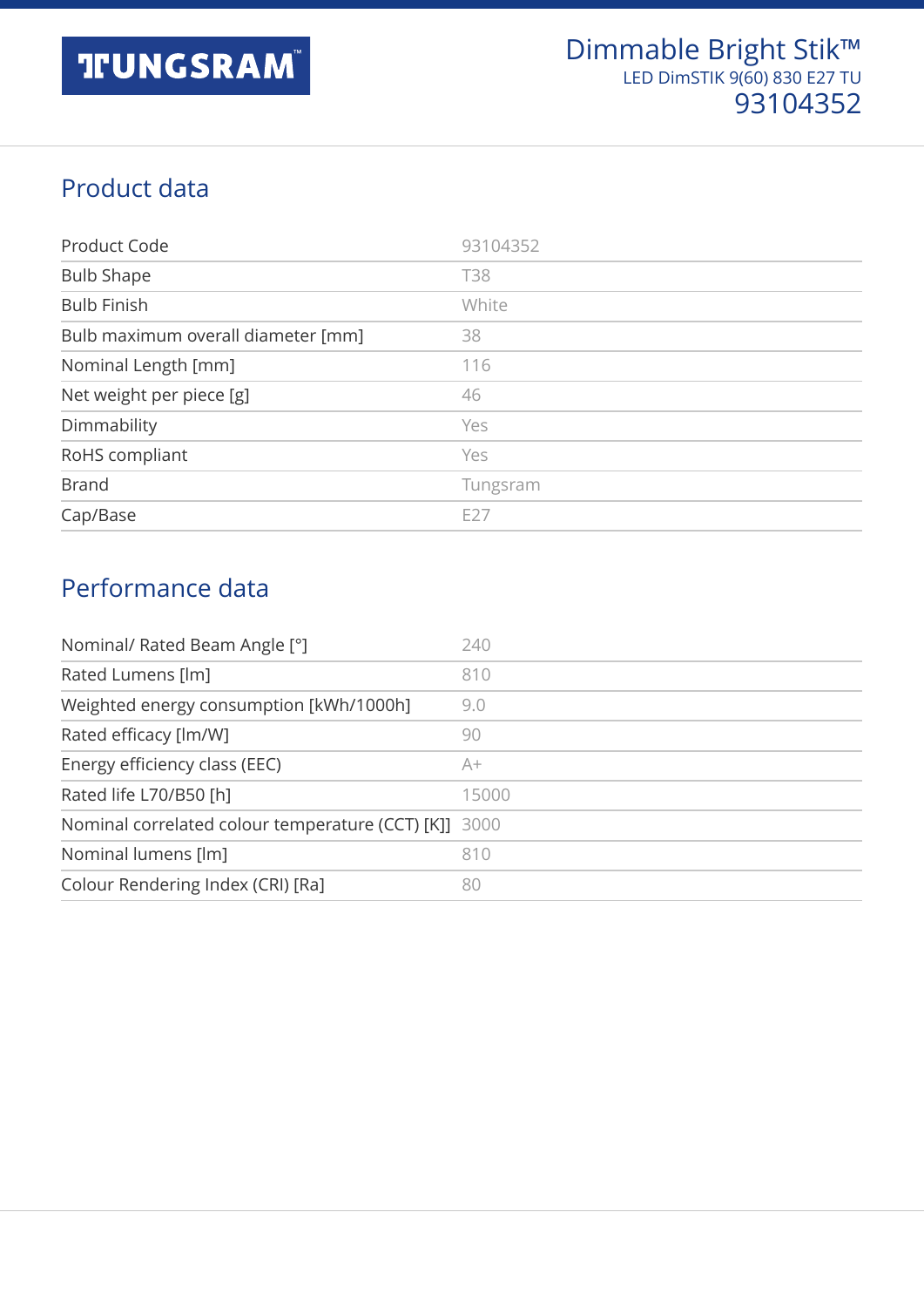# Dimmable Bright Stik™

LED DimSTIK 9(60) 830 E27 TU

93104352

## Product data

| | |
|---|---|
| Product Code | 93104352 |
| Bulb Shape | T38 |
| Bulb Finish | White |
| Bulb maximum overall diameter [mm] | 38 |
| Nominal Length [mm] | 116 |
| Net weight per piece [g] | 46 |
| Dimmability | Yes |
| RoHS compliant | Yes |
| Brand | Tungsram |
| Cap/Base | E27 |

## Performance data

| | |
|---|---|
| Nominal/ Rated Beam Angle [°] | 240 |
| Rated Lumens [lm] | 810 |
| Weighted energy consumption [kWh/1000h] | 9.0 |
| Rated efficacy [lm/W] | 90 |
| Energy efficiency class (EEC) | A+ |
| Rated life L70/B50 [h] | 15000 |
| Nominal correlated colour temperature (CCT) [K]] | 3000 |
| Nominal lumens [lm] | 810 |
| Colour Rendering Index (CRI) [Ra] | 80 |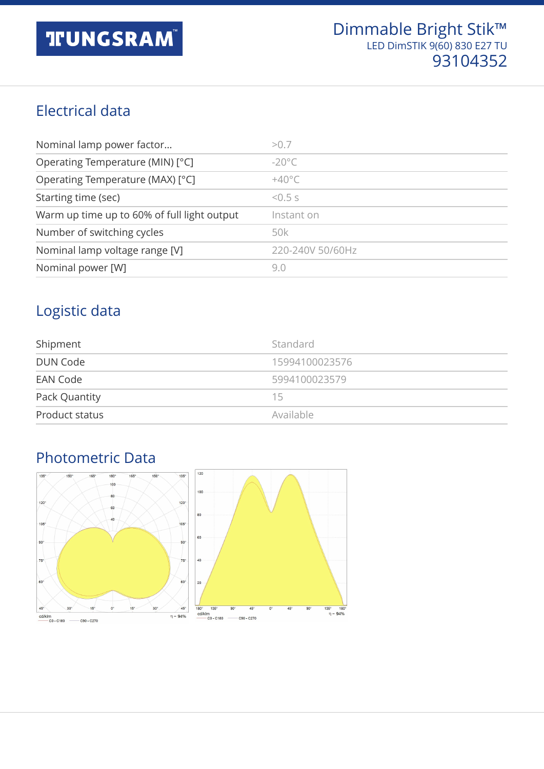# Dimmable Bright Stik™

LED DimSTIK 9(60) 830 E27 TU

93104352

## Electrical data

| | |
|---|---|
| Nominal lamp power factor... | >0.7 |
| Operating Temperature (MIN) [°C] | -20°C |
| Operating Temperature (MAX) [°C] | +40°C |
| Starting time (sec) | <0.5 s |
| Warm up time up to 60% of full light output | Instant on |
| Number of switching cycles | 50k |
| Nominal lamp voltage range [V] | 220-240V 50/60Hz |
| Nominal power [W] | 9.0 |

## Logistic data

| | |
|---|---|
| Shipment | Standard |
| DUN Code | 15994100023576 |
| EAN Code | 5994100023579 |
| Pack Quantity | 15 |
| Product status | Available |

## Photometric Data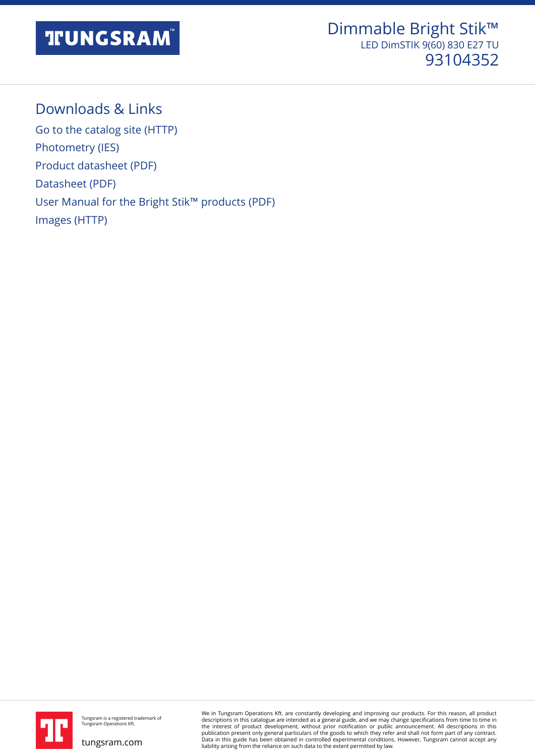# Dimmable Bright Stik™

LED DimSTIK 9(60) 830 E27 TU

93104352

## Downloads & Links

Go to the catalog site (HTTP)

Photometry (IES)

Product datasheet (PDF)

Datasheet (PDF)

User Manual for the Bright Stik™ products (PDF)

Images (HTTP)

Tungsram is a registered trademark of Tungsram Operations Kft.

tungsram.com

We in Tungsram Operations Kft. are constantly developing and improving our products. For this reason, all product descriptions in this catalogue are intended as a general guide, and we may change specifications from time to time in the interest of product development, without prior notification or public announcement. All descriptions in this publication present only general particulars of the goods to which they refer and shall not form part of any contract. Data in this guide has been obtained in controlled experimental conditions. However, Tungsram cannot accept any liability arising from the reliance on such data to the extent permitted by law.